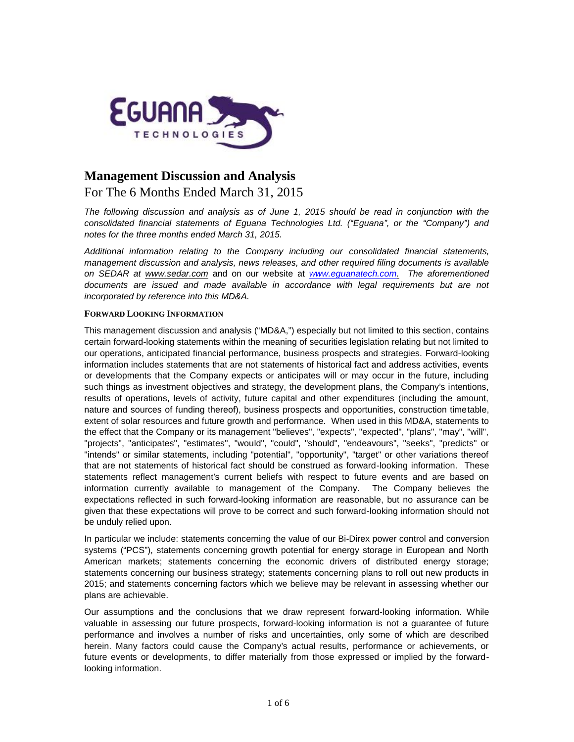# Management Discussion and Analysis

## For The 6 Months Ended March 31, 2015

*The following discussion and analysis as of June 1, 2015 should be read in conjunction with the consolidated financial statements of Eguana Technologies Ltd. ("Eguana", or the "Company") and notes for the three months ended March 31, 2015.*

*Additional information relating to the Company including our consolidated financial statements, management discussion and analysis, news releases, and other required filing documents is available on SEDAR at www.sedar.com and on our website at www.eguanatech.com. The aforementioned documents are issued and made available in accordance with legal requirements but are not incorporated by reference into this MD&A.*

### FORWARD LOOKING INFORMATION

This management discussion and analysis ("MD&A,") especially but not limited to this section, contains certain forward-looking statements within the meaning of securities legislation relating but not limited to our operations, anticipated financial performance, business prospects and strategies. Forward-looking information includes statements that are not statements of historical fact and address activities, events or developments that the Company expects or anticipates will or may occur in the future, including such things as investment objectives and strategy, the development plans, the Company's intentions, results of operations, levels of activity, future capital and other expenditures (including the amount, nature and sources of funding thereof), business prospects and opportunities, construction timetable, extent of solar resources and future growth and performance. When used in this MD&A, statements to the effect that the Company or its management "believes", "expects", "expected", "plans", "may", "will", "projects", "anticipates", "estimates", "would", "could", "should", "endeavours", "seeks", "predicts" or "intends" or similar statements, including "potential", "opportunity", "target" or other variations thereof that are not statements of historical fact should be construed as forward-looking information. These statements reflect management's current beliefs with respect to future events and are based on information currently available to management of the Company. The Company believes the expectations reflected in such forward-looking information are reasonable, but no assurance can be given that these expectations will prove to be correct and such forward-looking information should not be unduly relied upon.

In particular we include: statements concerning the value of our Bi-Direx power control and conversion systems ("PCS"), statements concerning growth potential for energy storage in European and North American markets; statements concerning the economic drivers of distributed energy storage; statements concerning our business strategy; statements concerning plans to roll out new products in 2015; and statements concerning factors which we believe may be relevant in assessing whether our plans are achievable.

Our assumptions and the conclusions that we draw represent forward-looking information. While valuable in assessing our future prospects, forward-looking information is not a guarantee of future performance and involves a number of risks and uncertainties, only some of which are described herein. Many factors could cause the Company's actual results, performance or achievements, or future events or developments, to differ materially from those expressed or implied by the forward-looking information.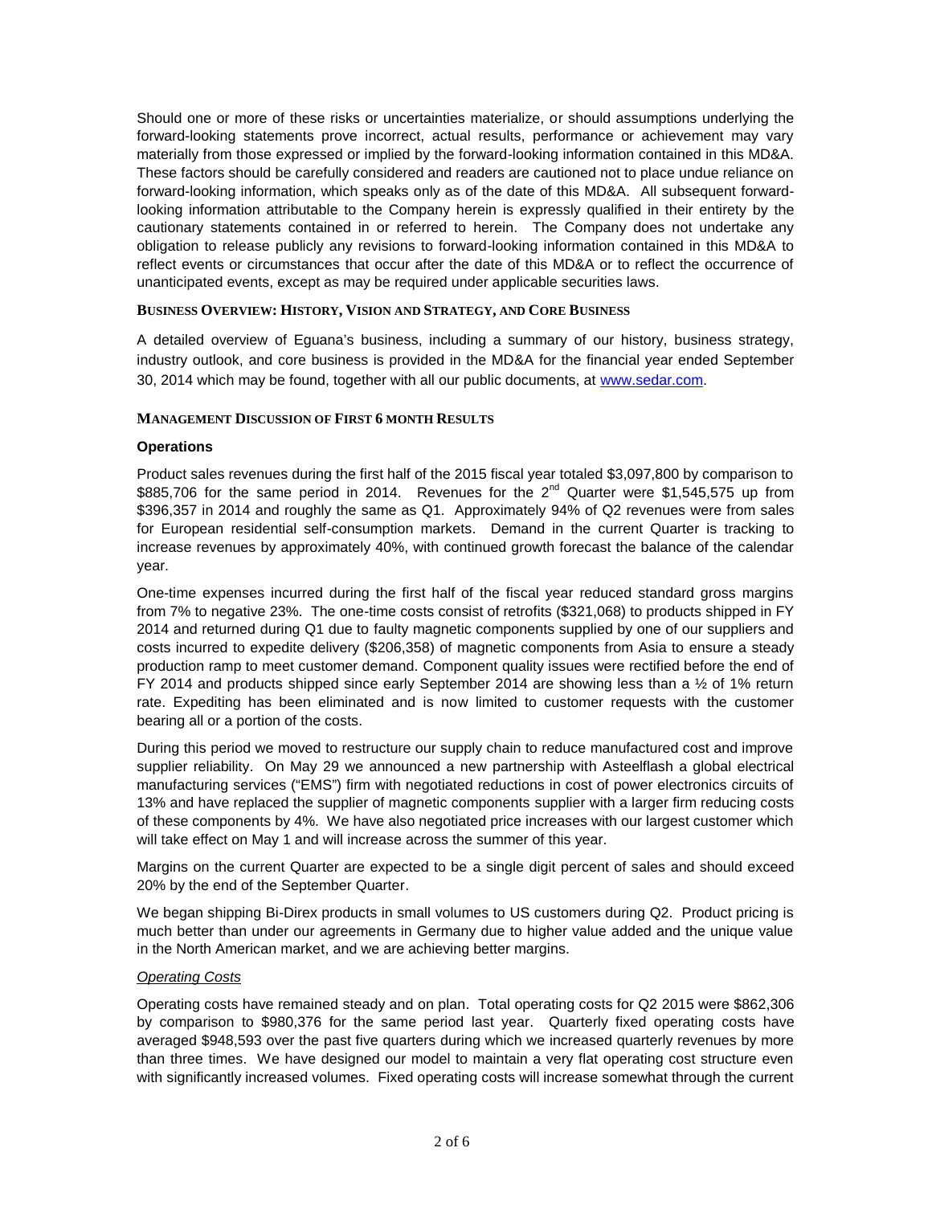Should one or more of these risks or uncertainties materialize, or should assumptions underlying the forward-looking statements prove incorrect, actual results, performance or achievement may vary materially from those expressed or implied by the forward-looking information contained in this MD&A. These factors should be carefully considered and readers are cautioned not to place undue reliance on forward-looking information, which speaks only as of the date of this MD&A. All subsequent forward-looking information attributable to the Company herein is expressly qualified in their entirety by the cautionary statements contained in or referred to herein. The Company does not undertake any obligation to release publicly any revisions to forward-looking information contained in this MD&A to reflect events or circumstances that occur after the date of this MD&A or to reflect the occurrence of unanticipated events, except as may be required under applicable securities laws.

## BUSINESS OVERVIEW: HISTORY, VISION AND STRATEGY, AND CORE BUSINESS

A detailed overview of Eguana's business, including a summary of our history, business strategy, industry outlook, and core business is provided in the MD&A for the financial year ended September 30, 2014 which may be found, together with all our public documents, at www.sedar.com.

## MANAGEMENT DISCUSSION OF FIRST 6 MONTH RESULTS

### Operations

Product sales revenues during the first half of the 2015 fiscal year totaled $3,097,800 by comparison to $885,706 for the same period in 2014. Revenues for the 2nd Quarter were $1,545,575 up from $396,357 in 2014 and roughly the same as Q1. Approximately 94% of Q2 revenues were from sales for European residential self-consumption markets. Demand in the current Quarter is tracking to increase revenues by approximately 40%, with continued growth forecast the balance of the calendar year.

One-time expenses incurred during the first half of the fiscal year reduced standard gross margins from 7% to negative 23%. The one-time costs consist of retrofits ($321,068) to products shipped in FY 2014 and returned during Q1 due to faulty magnetic components supplied by one of our suppliers and costs incurred to expedite delivery ($206,358) of magnetic components from Asia to ensure a steady production ramp to meet customer demand. Component quality issues were rectified before the end of FY 2014 and products shipped since early September 2014 are showing less than a ½ of 1% return rate. Expediting has been eliminated and is now limited to customer requests with the customer bearing all or a portion of the costs.

During this period we moved to restructure our supply chain to reduce manufactured cost and improve supplier reliability. On May 29 we announced a new partnership with Asteelflash a global electrical manufacturing services ("EMS") firm with negotiated reductions in cost of power electronics circuits of 13% and have replaced the supplier of magnetic components supplier with a larger firm reducing costs of these components by 4%. We have also negotiated price increases with our largest customer which will take effect on May 1 and will increase across the summer of this year.

Margins on the current Quarter are expected to be a single digit percent of sales and should exceed 20% by the end of the September Quarter.

We began shipping Bi-Direx products in small volumes to US customers during Q2. Product pricing is much better than under our agreements in Germany due to higher value added and the unique value in the North American market, and we are achieving better margins.

*Operating Costs*

Operating costs have remained steady and on plan. Total operating costs for Q2 2015 were $862,306 by comparison to $980,376 for the same period last year. Quarterly fixed operating costs have averaged $948,593 over the past five quarters during which we increased quarterly revenues by more than three times. We have designed our model to maintain a very flat operating cost structure even with significantly increased volumes. Fixed operating costs will increase somewhat through the current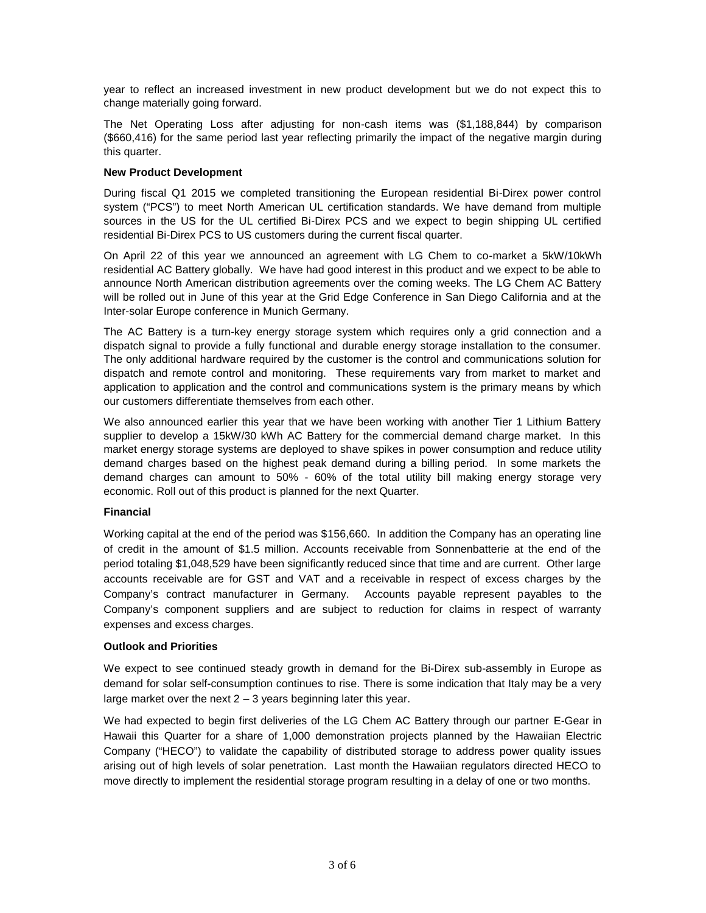year to reflect an increased investment in new product development but we do not expect this to change materially going forward.

The Net Operating Loss after adjusting for non-cash items was ($1,188,844) by comparison ($660,416) for the same period last year reflecting primarily the impact of the negative margin during this quarter.

**New Product Development**

During fiscal Q1 2015 we completed transitioning the European residential Bi-Direx power control system ("PCS") to meet North American UL certification standards. We have demand from multiple sources in the US for the UL certified Bi-Direx PCS and we expect to begin shipping UL certified residential Bi-Direx PCS to US customers during the current fiscal quarter.

On April 22 of this year we announced an agreement with LG Chem to co-market a 5kW/10kWh residential AC Battery globally. We have had good interest in this product and we expect to be able to announce North American distribution agreements over the coming weeks. The LG Chem AC Battery will be rolled out in June of this year at the Grid Edge Conference in San Diego California and at the Inter-solar Europe conference in Munich Germany.

The AC Battery is a turn-key energy storage system which requires only a grid connection and a dispatch signal to provide a fully functional and durable energy storage installation to the consumer. The only additional hardware required by the customer is the control and communications solution for dispatch and remote control and monitoring. These requirements vary from market to market and application to application and the control and communications system is the primary means by which our customers differentiate themselves from each other.

We also announced earlier this year that we have been working with another Tier 1 Lithium Battery supplier to develop a 15kW/30 kWh AC Battery for the commercial demand charge market. In this market energy storage systems are deployed to shave spikes in power consumption and reduce utility demand charges based on the highest peak demand during a billing period. In some markets the demand charges can amount to 50% - 60% of the total utility bill making energy storage very economic. Roll out of this product is planned for the next Quarter.

**Financial**

Working capital at the end of the period was $156,660. In addition the Company has an operating line of credit in the amount of $1.5 million. Accounts receivable from Sonnenbatterie at the end of the period totaling $1,048,529 have been significantly reduced since that time and are current. Other large accounts receivable are for GST and VAT and a receivable in respect of excess charges by the Company's contract manufacturer in Germany. Accounts payable represent payables to the Company's component suppliers and are subject to reduction for claims in respect of warranty expenses and excess charges.

**Outlook and Priorities**

We expect to see continued steady growth in demand for the Bi-Direx sub-assembly in Europe as demand for solar self-consumption continues to rise. There is some indication that Italy may be a very large market over the next 2 – 3 years beginning later this year.

We had expected to begin first deliveries of the LG Chem AC Battery through our partner E-Gear in Hawaii this Quarter for a share of 1,000 demonstration projects planned by the Hawaiian Electric Company ("HECO") to validate the capability of distributed storage to address power quality issues arising out of high levels of solar penetration. Last month the Hawaiian regulators directed HECO to move directly to implement the residential storage program resulting in a delay of one or two months.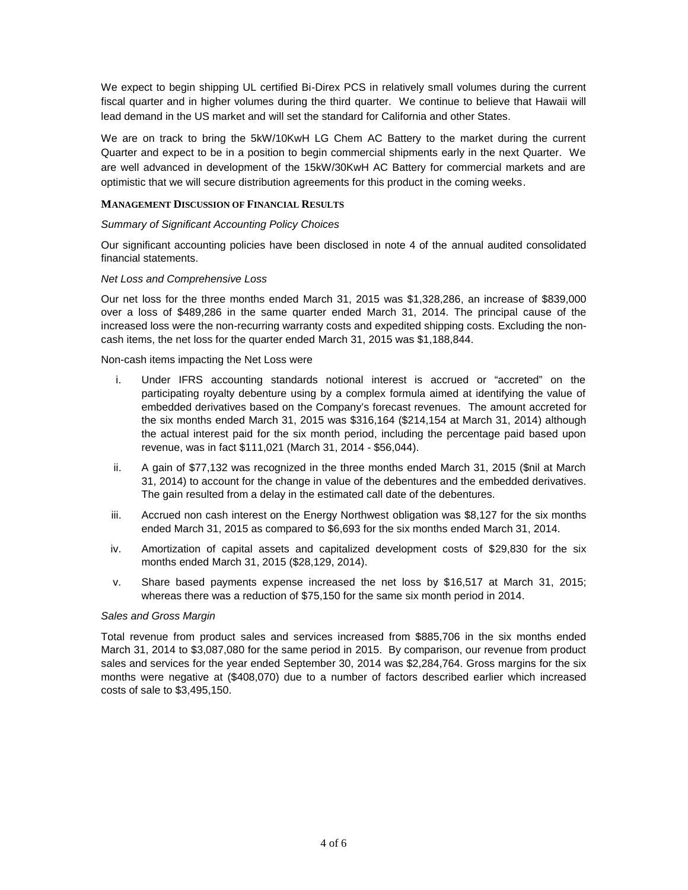We expect to begin shipping UL certified Bi-Direx PCS in relatively small volumes during the current fiscal quarter and in higher volumes during the third quarter. We continue to believe that Hawaii will lead demand in the US market and will set the standard for California and other States.

We are on track to bring the 5kW/10KwH LG Chem AC Battery to the market during the current Quarter and expect to be in a position to begin commercial shipments early in the next Quarter. We are well advanced in development of the 15kW/30KwH AC Battery for commercial markets and are optimistic that we will secure distribution agreements for this product in the coming weeks.

**MANAGEMENT DISCUSSION OF FINANCIAL RESULTS**

*Summary of Significant Accounting Policy Choices*

Our significant accounting policies have been disclosed in note 4 of the annual audited consolidated financial statements.

*Net Loss and Comprehensive Loss*

Our net loss for the three months ended March 31, 2015 was $1,328,286, an increase of $839,000 over a loss of $489,286 in the same quarter ended March 31, 2014. The principal cause of the increased loss were the non-recurring warranty costs and expedited shipping costs. Excluding the non-cash items, the net loss for the quarter ended March 31, 2015 was $1,188,844.

Non-cash items impacting the Net Loss were

i. Under IFRS accounting standards notional interest is accrued or "accreted" on the participating royalty debenture using by a complex formula aimed at identifying the value of embedded derivatives based on the Company's forecast revenues. The amount accreted for the six months ended March 31, 2015 was $316,164 ($214,154 at March 31, 2014) although the actual interest paid for the six month period, including the percentage paid based upon revenue, was in fact $111,021 (March 31, 2014 - $56,044).

ii. A gain of $77,132 was recognized in the three months ended March 31, 2015 ($nil at March 31, 2014) to account for the change in value of the debentures and the embedded derivatives. The gain resulted from a delay in the estimated call date of the debentures.

iii. Accrued non cash interest on the Energy Northwest obligation was $8,127 for the six months ended March 31, 2015 as compared to $6,693 for the six months ended March 31, 2014.

iv. Amortization of capital assets and capitalized development costs of $29,830 for the six months ended March 31, 2015 ($28,129, 2014).

v. Share based payments expense increased the net loss by $16,517 at March 31, 2015; whereas there was a reduction of $75,150 for the same six month period in 2014.

*Sales and Gross Margin*

Total revenue from product sales and services increased from $885,706 in the six months ended March 31, 2014 to $3,087,080 for the same period in 2015. By comparison, our revenue from product sales and services for the year ended September 30, 2014 was $2,284,764. Gross margins for the six months were negative at ($408,070) due to a number of factors described earlier which increased costs of sale to $3,495,150.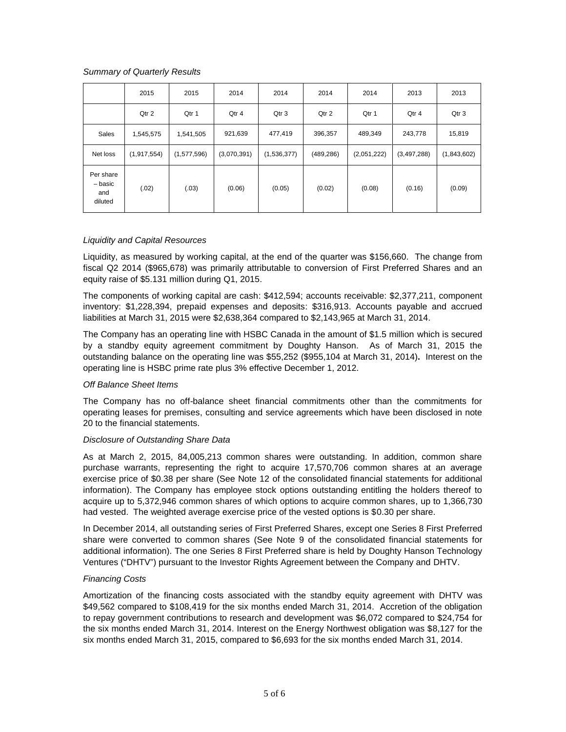*Summary of Quarterly Results*

| | 2015 | 2015 | 2014 | 2014 | 2014 | 2014 | 2013 | 2013 |
|---|---|---|---|---|---|---|---|---|
| | Qtr 2 | Qtr 1 | Qtr 4 | Qtr 3 | Qtr 2 | Qtr 1 | Qtr 4 | Qtr 3 |
| Sales | 1,545,575 | 1,541,505 | 921,639 | 477,419 | 396,357 | 489,349 | 243,778 | 15,819 |
| Net loss | (1,917,554) | (1,577,596) | (3,070,391) | (1,536,377) | (489,286) | (2,051,222) | (3,497,288) | (1,843,602) |
| Per share – basic and diluted | (.02) | (.03) | (0.06) | (0.05) | (0.02) | (0.08) | (0.16) | (0.09) |

*Liquidity and Capital Resources*

Liquidity, as measured by working capital, at the end of the quarter was $156,660. The change from fiscal Q2 2014 ($965,678) was primarily attributable to conversion of First Preferred Shares and an equity raise of $5.131 million during Q1, 2015.

The components of working capital are cash: $412,594; accounts receivable: $2,377,211, component inventory: $1,228,394, prepaid expenses and deposits: $316,913. Accounts payable and accrued liabilities at March 31, 2015 were $2,638,364 compared to $2,143,965 at March 31, 2014.

The Company has an operating line with HSBC Canada in the amount of $1.5 million which is secured by a standby equity agreement commitment by Doughty Hanson. As of March 31, 2015 the outstanding balance on the operating line was $55,252 ($955,104 at March 31, 2014**).** Interest on the operating line is HSBC prime rate plus 3% effective December 1, 2012.

*Off Balance Sheet Items*

The Company has no off-balance sheet financial commitments other than the commitments for operating leases for premises, consulting and service agreements which have been disclosed in note 20 to the financial statements.

*Disclosure of Outstanding Share Data*

As at March 2, 2015, 84,005,213 common shares were outstanding. In addition, common share purchase warrants, representing the right to acquire 17,570,706 common shares at an average exercise price of $0.38 per share (See Note 12 of the consolidated financial statements for additional information). The Company has employee stock options outstanding entitling the holders thereof to acquire up to 5,372,946 common shares of which options to acquire common shares, up to 1,366,730 had vested. The weighted average exercise price of the vested options is $0.30 per share.

In December 2014, all outstanding series of First Preferred Shares, except one Series 8 First Preferred share were converted to common shares (See Note 9 of the consolidated financial statements for additional information). The one Series 8 First Preferred share is held by Doughty Hanson Technology Ventures ("DHTV") pursuant to the Investor Rights Agreement between the Company and DHTV.

*Financing Costs*

Amortization of the financing costs associated with the standby equity agreement with DHTV was $49,562 compared to $108,419 for the six months ended March 31, 2014. Accretion of the obligation to repay government contributions to research and development was $6,072 compared to $24,754 for the six months ended March 31, 2014. Interest on the Energy Northwest obligation was $8,127 for the six months ended March 31, 2015, compared to $6,693 for the six months ended March 31, 2014.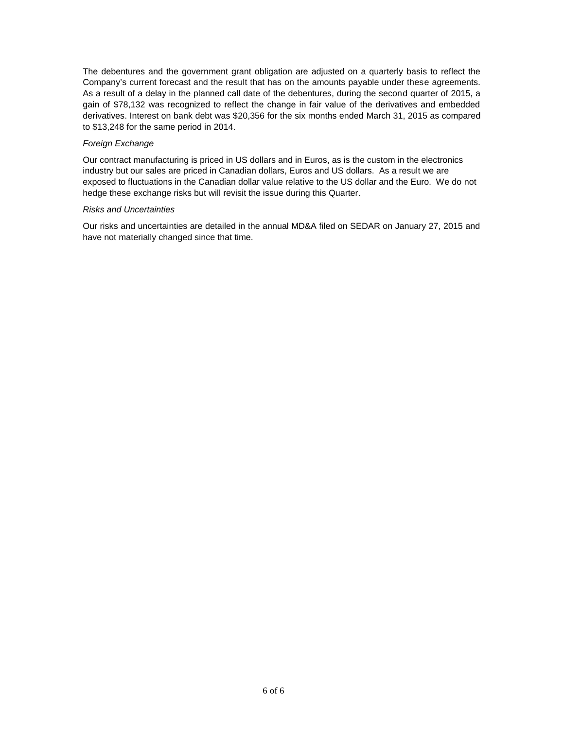The debentures and the government grant obligation are adjusted on a quarterly basis to reflect the Company's current forecast and the result that has on the amounts payable under these agreements. As a result of a delay in the planned call date of the debentures, during the second quarter of 2015, a gain of $78,132 was recognized to reflect the change in fair value of the derivatives and embedded derivatives. Interest on bank debt was $20,356 for the six months ended March 31, 2015 as compared to $13,248 for the same period in 2014.

*Foreign Exchange*

Our contract manufacturing is priced in US dollars and in Euros, as is the custom in the electronics industry but our sales are priced in Canadian dollars, Euros and US dollars. As a result we are exposed to fluctuations in the Canadian dollar value relative to the US dollar and the Euro. We do not hedge these exchange risks but will revisit the issue during this Quarter.

*Risks and Uncertainties*

Our risks and uncertainties are detailed in the annual MD&A filed on SEDAR on January 27, 2015 and have not materially changed since that time.